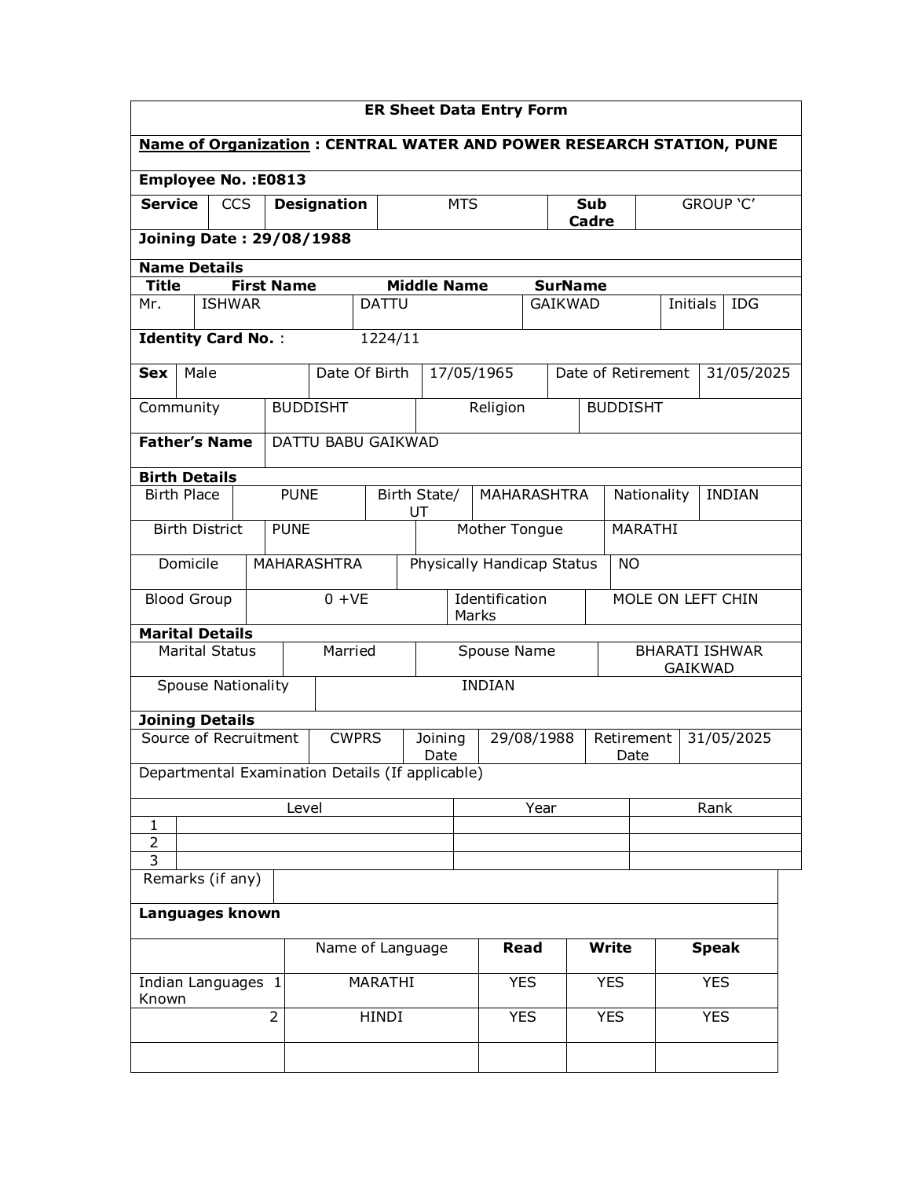# ER Sheet Data Entry Form

**Name of Organization : CENTRAL WATER AND POWER RESEARCH STATION, PUNE**

**Employee No. :E0813**

| **Service** | CCS | **Designation** | MTS | **Sub Cadre** | GROUP 'C' |
|---|---|---|---|---|---|

**Joining Date : 29/08/1988**

**Name Details**

| **Title** | **First Name** | **Middle Name** | **SurName** | | |
|---|---|---|---|---|---|
| Mr. | ISHWAR | DATTU | GAIKWAD | Initials | IDG |

**Identity Card No.** : 1224/11

| **Sex** | Male | Date Of Birth | 17/05/1965 | Date of Retirement | 31/05/2025 |
|---|---|---|---|---|---|

| Community | BUDDISHT | Religion | BUDDISHT |
|---|---|---|---|

| **Father's Name** | DATTU BABU GAIKWAD |
|---|---|

**Birth Details**

| Birth Place | PUNE | Birth State/ UT | MAHARASHTRA | Nationality | INDIAN |
|---|---|---|---|---|---|

| Birth District | PUNE | Mother Tongue | MARATHI |
|---|---|---|---|
| Domicile | MAHARASHTRA | Physically Handicap Status | NO |
| Blood Group | 0 +VE | Identification Marks | MOLE ON LEFT CHIN |

**Marital Details**

| Marital Status | Married | Spouse Name | BHARATI ISHWAR GAIKWAD |
|---|---|---|---|

| Spouse Nationality | INDIAN |
|---|---|

**Joining Details**

| Source of Recruitment | CWPRS | Joining Date | 29/08/1988 | Retirement Date | 31/05/2025 |
|---|---|---|---|---|---|

Departmental Examination Details (If applicable)

| | Level | Year | Rank |
|---|---|---|---|
| 1 | | | |
| 2 | | | |
| 3 | | | |

| Remarks (if any) | |
|---|---|

**Languages known**

| | | Name of Language | **Read** | **Write** | **Speak** |
|---|---|---|---|---|---|
| Indian Languages Known | 1 | MARATHI | YES | YES | YES |
| | 2 | HINDI | YES | YES | YES |
| | | | | | |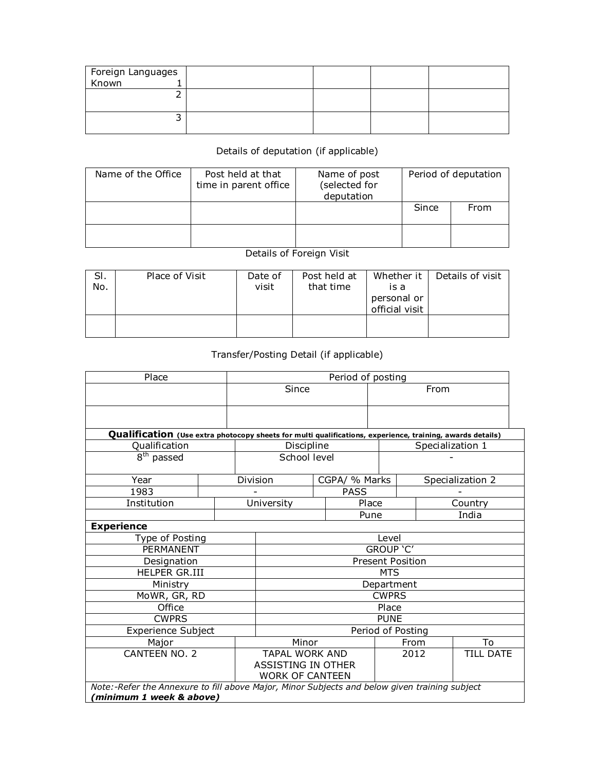| Foreign Languages Known 1 | | | | |
|---|---|---|---|---|
| 2 | | | | |
| 3 | | | | |

Details of deputation (if applicable)

| Name of the Office | Post held at that time in parent office | Name of post (selected for deputation | Period of deputation | |
|---|---|---|---|---|
| | | | Since | From |
| | | | | |

Details of Foreign Visit

| Sl. No. | Place of Visit | Date of visit | Post held at that time | Whether it is a personal or official visit | Details of visit |
|---|---|---|---|---|---|
| | | | | | |

Transfer/Posting Detail (if applicable)

| Place | Period of posting | |
|---|---|---|
| | Since | From |
| | | |

**Qualification** **(Use extra photocopy sheets for multi qualifications, experience, training, awards details)**

| Qualification | Discipline | Specialization 1 |
|---|---|---|
| 8th passed | School level | - |

| Year | Division | CGPA/ % Marks | Specialization 2 |
|---|---|---|---|
| 1983 | - | PASS | - |

| Institution | University | Place | Country |
|---|---|---|---|
| | | Pune | India |

**Experience**

| Type of Posting | Level |
|---|---|
| PERMANENT | GROUP 'C' |
| Designation | Present Position |
| HELPER GR.III | MTS |
| Ministry | Department |
| MoWR, GR, RD | CWPRS |
| Office | Place |
| CWPRS | PUNE |
| Experience Subject | Period of Posting |

| Major | Minor | From | To |
|---|---|---|---|
| CANTEEN NO. 2 | TAPAL WORK AND ASSISTING IN OTHER WORK OF CANTEEN | 2012 | TILL DATE |

*Note:-Refer the Annexure to fill above Major, Minor Subjects and below given training subject* ***(minimum 1 week & above)***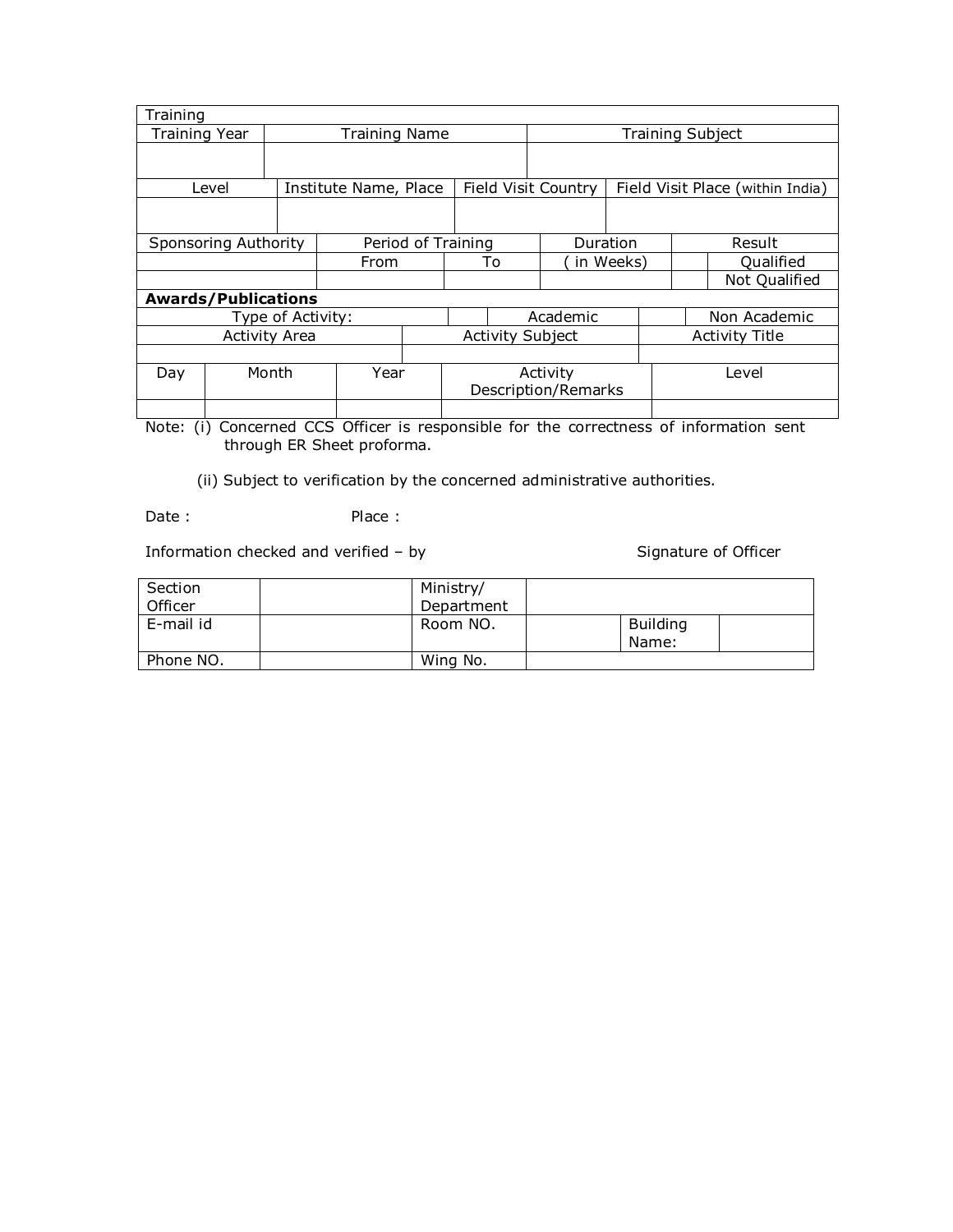| Training | | | | | | | |
|---|---|---|---|---|---|---|---|
| Training Year | Training Name | | | Training Subject | | | |
| | | | | | | | |
| Level | Institute Name, Place | | Field Visit Country | Field Visit Place (within India) | | | |
| | | | | | | | |
| Sponsoring Authority | Period of Training | | Duration | | Result | | |
| | From | To | ( in Weeks) | | | Qualified | |
| | | | | | | Not Qualified | |

| **Awards/Publications** | | | | | |
|---|---|---|---|---|---|
| Type of Activity: | | Academic | | Non Academic | |
| Activity Area | Activity Subject | | Activity Title | | |
| | | | | | |

| Day | Month | Year | Activity Description/Remarks | Level |
|---|---|---|---|---|
| | | | | |

Note: (i) Concerned CCS Officer is responsible for the correctness of information sent through ER Sheet proforma.

(ii) Subject to verification by the concerned administrative authorities.

Date : Place :

Information checked and verified – by Signature of Officer

| Section Officer | | Ministry/ Department | | | |
|---|---|---|---|---|---|
| E-mail id | | Room NO. | | Building Name: | |
| Phone NO. | | Wing No. | | | |